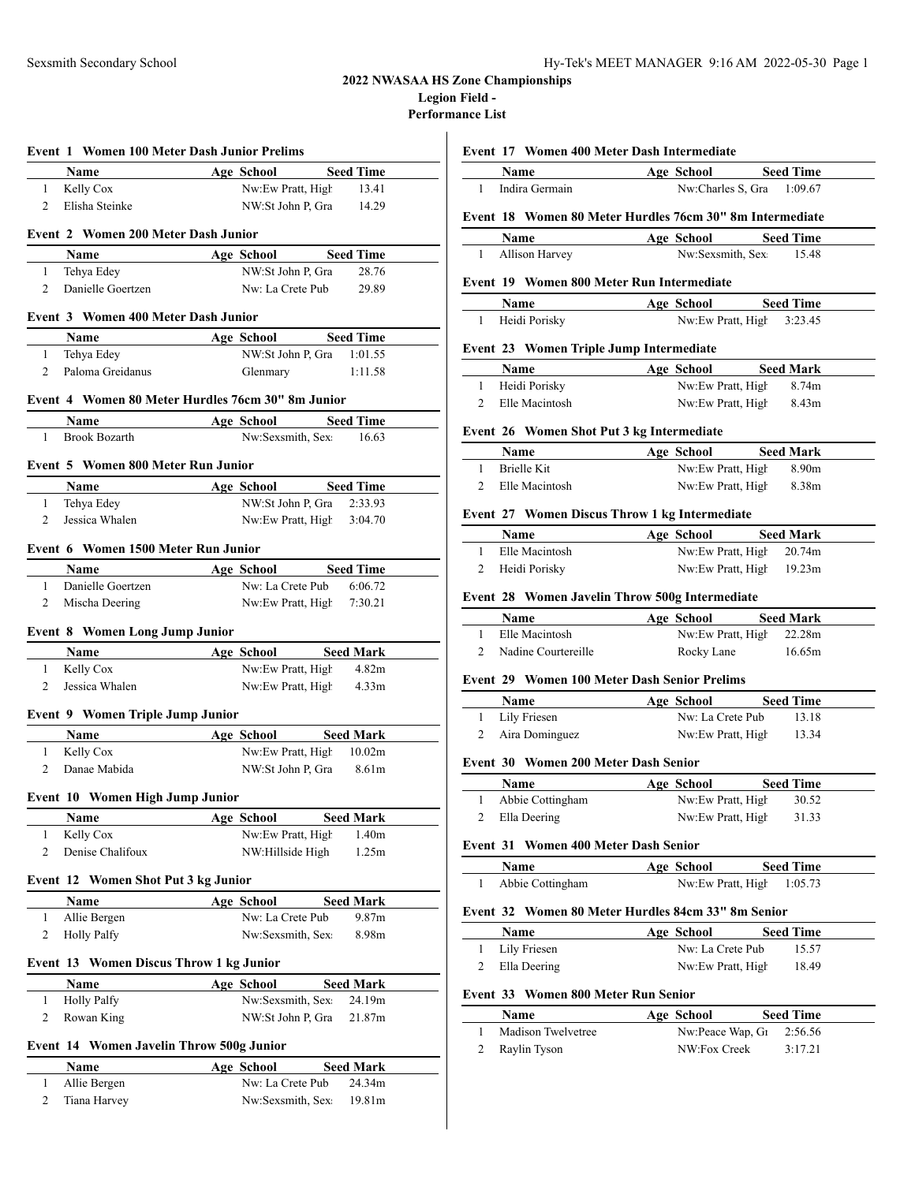# 2022 NWASAA HS Zone Championships

## Legion Field -

## Performance List

### Event 1 Women 100 Meter Dash Junior Prelims

| | Name | Age | School | Seed Time |
|---|---|---|---|---|
| 1 | Kelly Cox | | Nw:Ew Pratt, High | 13.41 |
| 2 | Elisha Steinke | | NW:St John P, Gra | 14.29 |

### Event 2 Women 200 Meter Dash Junior

| | Name | Age | School | Seed Time |
|---|---|---|---|---|
| 1 | Tehya Edey | | NW:St John P, Gra | 28.76 |
| 2 | Danielle Goertzen | | Nw: La Crete Pub | 29.89 |

### Event 3 Women 400 Meter Dash Junior

| | Name | Age | School | Seed Time |
|---|---|---|---|---|
| 1 | Tehya Edey | | NW:St John P, Gra | 1:01.55 |
| 2 | Paloma Greidanus | | Glenmary | 1:11.58 |

### Event 4 Women 80 Meter Hurdles 76cm 30" 8m Junior

| | Name | Age | School | Seed Time |
|---|---|---|---|---|
| 1 | Brook Bozarth | | Nw:Sexsmith, Sex | 16.63 |

### Event 5 Women 800 Meter Run Junior

| | Name | Age | School | Seed Time |
|---|---|---|---|---|
| 1 | Tehya Edey | | NW:St John P, Gra | 2:33.93 |
| 2 | Jessica Whalen | | Nw:Ew Pratt, High | 3:04.70 |

### Event 6 Women 1500 Meter Run Junior

| | Name | Age | School | Seed Time |
|---|---|---|---|---|
| 1 | Danielle Goertzen | | Nw: La Crete Pub | 6:06.72 |
| 2 | Mischa Deering | | Nw:Ew Pratt, High | 7:30.21 |

### Event 8 Women Long Jump Junior

| | Name | Age | School | Seed Mark |
|---|---|---|---|---|
| 1 | Kelly Cox | | Nw:Ew Pratt, High | 4.82m |
| 2 | Jessica Whalen | | Nw:Ew Pratt, High | 4.33m |

### Event 9 Women Triple Jump Junior

| | Name | Age | School | Seed Mark |
|---|---|---|---|---|
| 1 | Kelly Cox | | Nw:Ew Pratt, High | 10.02m |
| 2 | Danae Mabida | | NW:St John P, Gra | 8.61m |

### Event 10 Women High Jump Junior

| | Name | Age | School | Seed Mark |
|---|---|---|---|---|
| 1 | Kelly Cox | | Nw:Ew Pratt, High | 1.40m |
| 2 | Denise Chalifoux | | NW:Hillside High | 1.25m |

### Event 12 Women Shot Put 3 kg Junior

| | Name | Age | School | Seed Mark |
|---|---|---|---|---|
| 1 | Allie Bergen | | Nw: La Crete Pub | 9.87m |
| 2 | Holly Palfy | | Nw:Sexsmith, Sex | 8.98m |

### Event 13 Women Discus Throw 1 kg Junior

| | Name | Age | School | Seed Mark |
|---|---|---|---|---|
| 1 | Holly Palfy | | Nw:Sexsmith, Sex | 24.19m |
| 2 | Rowan King | | NW:St John P, Gra | 21.87m |

### Event 14 Women Javelin Throw 500g Junior

| | Name | Age | School | Seed Mark |
|---|---|---|---|---|
| 1 | Allie Bergen | | Nw: La Crete Pub | 24.34m |
| 2 | Tiana Harvey | | Nw:Sexsmith, Sex | 19.81m |

### Event 17 Women 400 Meter Dash Intermediate

| | Name | Age | School | Seed Time |
|---|---|---|---|---|
| 1 | Indira Germain | | Nw:Charles S, Gra | 1:09.67 |

### Event 18 Women 80 Meter Hurdles 76cm 30" 8m Intermediate

| | Name | Age | School | Seed Time |
|---|---|---|---|---|
| 1 | Allison Harvey | | Nw:Sexsmith, Sex | 15.48 |

### Event 19 Women 800 Meter Run Intermediate

| | Name | Age | School | Seed Time |
|---|---|---|---|---|
| 1 | Heidi Porisky | | Nw:Ew Pratt, High | 3:23.45 |

### Event 23 Women Triple Jump Intermediate

| | Name | Age | School | Seed Mark |
|---|---|---|---|---|
| 1 | Heidi Porisky | | Nw:Ew Pratt, High | 8.74m |
| 2 | Elle Macintosh | | Nw:Ew Pratt, High | 8.43m |

### Event 26 Women Shot Put 3 kg Intermediate

| | Name | Age | School | Seed Mark |
|---|---|---|---|---|
| 1 | Brielle Kit | | Nw:Ew Pratt, High | 8.90m |
| 2 | Elle Macintosh | | Nw:Ew Pratt, High | 8.38m |

### Event 27 Women Discus Throw 1 kg Intermediate

| | Name | Age | School | Seed Mark |
|---|---|---|---|---|
| 1 | Elle Macintosh | | Nw:Ew Pratt, High | 20.74m |
| 2 | Heidi Porisky | | Nw:Ew Pratt, High | 19.23m |

### Event 28 Women Javelin Throw 500g Intermediate

| | Name | Age | School | Seed Mark |
|---|---|---|---|---|
| 1 | Elle Macintosh | | Nw:Ew Pratt, High | 22.28m |
| 2 | Nadine Courtereille | | Rocky Lane | 16.65m |

### Event 29 Women 100 Meter Dash Senior Prelims

| | Name | Age | School | Seed Time |
|---|---|---|---|---|
| 1 | Lily Friesen | | Nw: La Crete Pub | 13.18 |
| 2 | Aira Dominguez | | Nw:Ew Pratt, High | 13.34 |

### Event 30 Women 200 Meter Dash Senior

| | Name | Age | School | Seed Time |
|---|---|---|---|---|
| 1 | Abbie Cottingham | | Nw:Ew Pratt, High | 30.52 |
| 2 | Ella Deering | | Nw:Ew Pratt, High | 31.33 |

### Event 31 Women 400 Meter Dash Senior

| | Name | Age | School | Seed Time |
|---|---|---|---|---|
| 1 | Abbie Cottingham | | Nw:Ew Pratt, High | 1:05.73 |

### Event 32 Women 80 Meter Hurdles 84cm 33" 8m Senior

| | Name | Age | School | Seed Time |
|---|---|---|---|---|
| 1 | Lily Friesen | | Nw: La Crete Pub | 15.57 |
| 2 | Ella Deering | | Nw:Ew Pratt, High | 18.49 |

### Event 33 Women 800 Meter Run Senior

| | Name | Age | School | Seed Time |
|---|---|---|---|---|
| 1 | Madison Twelvetree | | Nw:Peace Wap, Gr | 2:56.56 |
| 2 | Raylin Tyson | | NW:Fox Creek | 3:17.21 |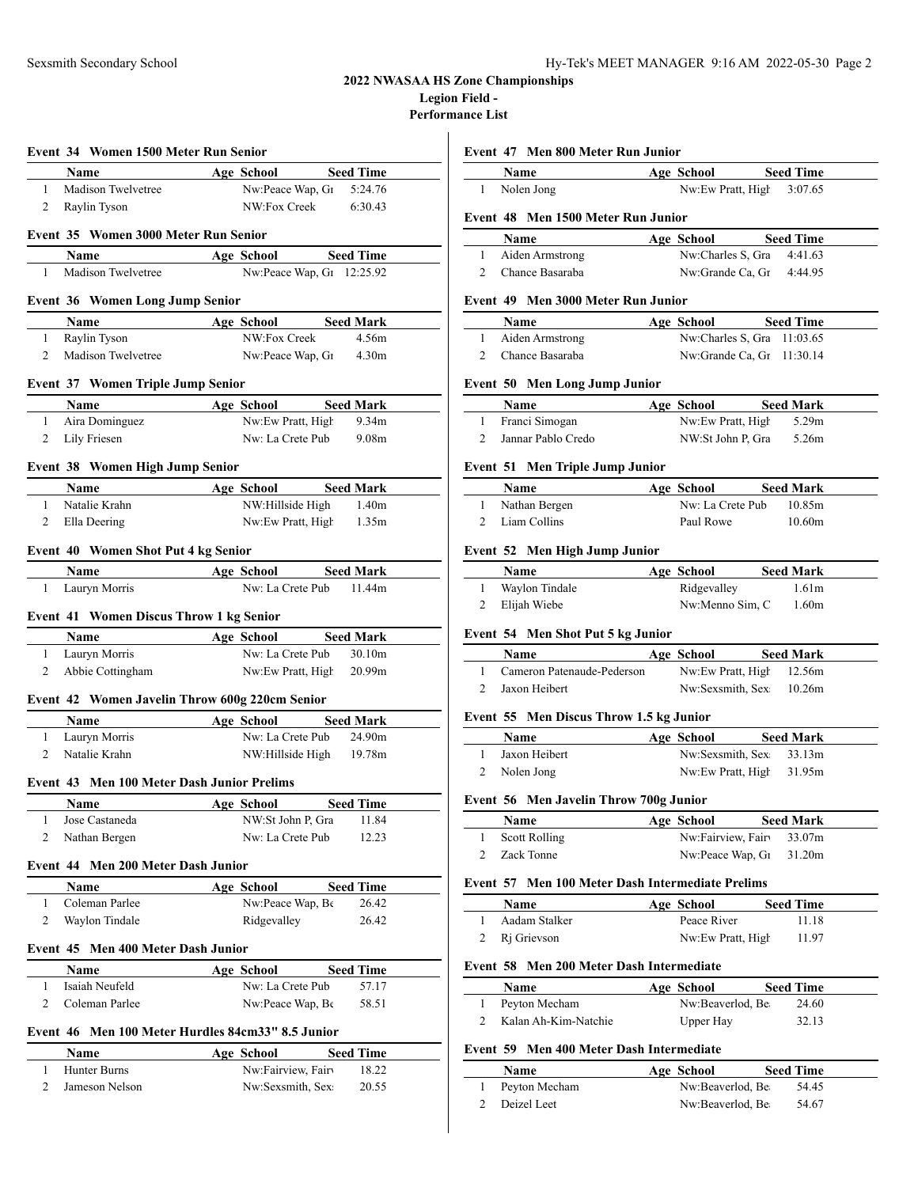# 2022 NWASAA HS Zone Championships

## Legion Field -

## Performance List

### Event 34 Women 1500 Meter Run Senior

| | Name | Age | School | Seed Time |
|---|---|---|---|---|
| 1 | Madison Twelvetree | | Nw:Peace Wap, Gr | 5:24.76 |
| 2 | Raylin Tyson | | NW:Fox Creek | 6:30.43 |

### Event 35 Women 3000 Meter Run Senior

| | Name | Age | School | Seed Time |
|---|---|---|---|---|
| 1 | Madison Twelvetree | | Nw:Peace Wap, Gr | 12:25.92 |

### Event 36 Women Long Jump Senior

| | Name | Age | School | Seed Mark |
|---|---|---|---|---|
| 1 | Raylin Tyson | | NW:Fox Creek | 4.56m |
| 2 | Madison Twelvetree | | Nw:Peace Wap, Gr | 4.30m |

### Event 37 Women Triple Jump Senior

| | Name | Age | School | Seed Mark |
|---|---|---|---|---|
| 1 | Aira Dominguez | | Nw:Ew Pratt, High | 9.34m |
| 2 | Lily Friesen | | Nw: La Crete Pub | 9.08m |

### Event 38 Women High Jump Senior

| | Name | Age | School | Seed Mark |
|---|---|---|---|---|
| 1 | Natalie Krahn | | NW:Hillside High | 1.40m |
| 2 | Ella Deering | | Nw:Ew Pratt, High | 1.35m |

### Event 40 Women Shot Put 4 kg Senior

| | Name | Age | School | Seed Mark |
|---|---|---|---|---|
| 1 | Lauryn Morris | | Nw: La Crete Pub | 11.44m |

### Event 41 Women Discus Throw 1 kg Senior

| | Name | Age | School | Seed Mark |
|---|---|---|---|---|
| 1 | Lauryn Morris | | Nw: La Crete Pub | 30.10m |
| 2 | Abbie Cottingham | | Nw:Ew Pratt, High | 20.99m |

### Event 42 Women Javelin Throw 600g 220cm Senior

| | Name | Age | School | Seed Mark |
|---|---|---|---|---|
| 1 | Lauryn Morris | | Nw: La Crete Pub | 24.90m |
| 2 | Natalie Krahn | | NW:Hillside High | 19.78m |

### Event 43 Men 100 Meter Dash Junior Prelims

| | Name | Age | School | Seed Time |
|---|---|---|---|---|
| 1 | Jose Castaneda | | NW:St John P, Gra | 11.84 |
| 2 | Nathan Bergen | | Nw: La Crete Pub | 12.23 |

### Event 44 Men 200 Meter Dash Junior

| | Name | Age | School | Seed Time |
|---|---|---|---|---|
| 1 | Coleman Parlee | | Nw:Peace Wap, Be | 26.42 |
| 2 | Waylon Tindale | | Ridgevalley | 26.42 |

### Event 45 Men 400 Meter Dash Junior

| | Name | Age | School | Seed Time |
|---|---|---|---|---|
| 1 | Isaiah Neufeld | | Nw: La Crete Pub | 57.17 |
| 2 | Coleman Parlee | | Nw:Peace Wap, Be | 58.51 |

### Event 46 Men 100 Meter Hurdles 84cm33" 8.5 Junior

| | Name | Age | School | Seed Time |
|---|---|---|---|---|
| 1 | Hunter Burns | | Nw:Fairview, Fairv | 18.22 |
| 2 | Jameson Nelson | | Nw:Sexsmith, Sex | 20.55 |

### Event 47 Men 800 Meter Run Junior

| | Name | Age | School | Seed Time |
|---|---|---|---|---|
| 1 | Nolen Jong | | Nw:Ew Pratt, High | 3:07.65 |

### Event 48 Men 1500 Meter Run Junior

| | Name | Age | School | Seed Time |
|---|---|---|---|---|
| 1 | Aiden Armstrong | | Nw:Charles S, Gra | 4:41.63 |
| 2 | Chance Basaraba | | Nw:Grande Ca, Gr | 4:44.95 |

### Event 49 Men 3000 Meter Run Junior

| | Name | Age | School | Seed Time |
|---|---|---|---|---|
| 1 | Aiden Armstrong | | Nw:Charles S, Gra | 11:03.65 |
| 2 | Chance Basaraba | | Nw:Grande Ca, Gr | 11:30.14 |

### Event 50 Men Long Jump Junior

| | Name | Age | School | Seed Mark |
|---|---|---|---|---|
| 1 | Franci Simogan | | Nw:Ew Pratt, High | 5.29m |
| 2 | Jannar Pablo Credo | | NW:St John P, Gra | 5.26m |

### Event 51 Men Triple Jump Junior

| | Name | Age | School | Seed Mark |
|---|---|---|---|---|
| 1 | Nathan Bergen | | Nw: La Crete Pub | 10.85m |
| 2 | Liam Collins | | Paul Rowe | 10.60m |

### Event 52 Men High Jump Junior

| | Name | Age | School | Seed Mark |
|---|---|---|---|---|
| 1 | Waylon Tindale | | Ridgevalley | 1.61m |
| 2 | Elijah Wiebe | | Nw:Menno Sim, C | 1.60m |

### Event 54 Men Shot Put 5 kg Junior

| | Name | Age | School | Seed Mark |
|---|---|---|---|---|
| 1 | Cameron Patenaude-Pederson | | Nw:Ew Pratt, High | 12.56m |
| 2 | Jaxon Heibert | | Nw:Sexsmith, Sex | 10.26m |

### Event 55 Men Discus Throw 1.5 kg Junior

| | Name | Age | School | Seed Mark |
|---|---|---|---|---|
| 1 | Jaxon Heibert | | Nw:Sexsmith, Sex | 33.13m |
| 2 | Nolen Jong | | Nw:Ew Pratt, High | 31.95m |

### Event 56 Men Javelin Throw 700g Junior

| | Name | Age | School | Seed Mark |
|---|---|---|---|---|
| 1 | Scott Rolling | | Nw:Fairview, Fairv | 33.07m |
| 2 | Zack Tonne | | Nw:Peace Wap, Gr | 31.20m |

### Event 57 Men 100 Meter Dash Intermediate Prelims

| | Name | Age | School | Seed Time |
|---|---|---|---|---|
| 1 | Aadam Stalker | | Peace River | 11.18 |
| 2 | Rj Grievson | | Nw:Ew Pratt, High | 11.97 |

### Event 58 Men 200 Meter Dash Intermediate

| | Name | Age | School | Seed Time |
|---|---|---|---|---|
| 1 | Peyton Mecham | | Nw:Beaverlod, Be | 24.60 |
| 2 | Kalan Ah-Kim-Natchie | | Upper Hay | 32.13 |

### Event 59 Men 400 Meter Dash Intermediate

| | Name | Age | School | Seed Time |
|---|---|---|---|---|
| 1 | Peyton Mecham | | Nw:Beaverlod, Be | 54.45 |
| 2 | Deizel Leet | | Nw:Beaverlod, Be | 54.67 |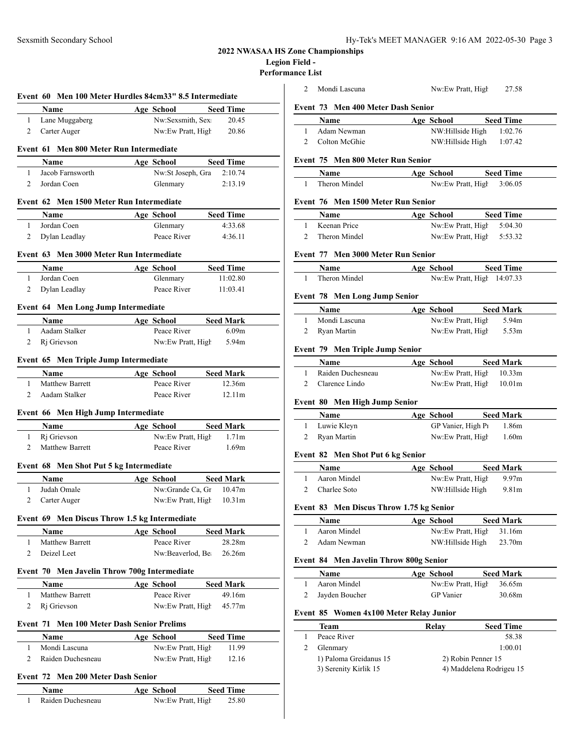# 2022 NWASAA HS Zone Championships

## Legion Field -

## Performance List

### Event 60 Men 100 Meter Hurdles 84cm33" 8.5 Intermediate

| | Name | Age | School | Seed Time |
|---|---|---|---|---|
| 1 | Lane Muggaberg | | Nw:Sexsmith, Sex | 20.45 |
| 2 | Carter Auger | | Nw:Ew Pratt, High | 20.86 |

### Event 61 Men 800 Meter Run Intermediate

| | Name | Age | School | Seed Time |
|---|---|---|---|---|
| 1 | Jacob Farnsworth | | Nw:St Joseph, Gra | 2:10.74 |
| 2 | Jordan Coen | | Glenmary | 2:13.19 |

### Event 62 Men 1500 Meter Run Intermediate

| | Name | Age | School | Seed Time |
|---|---|---|---|---|
| 1 | Jordan Coen | | Glenmary | 4:33.68 |
| 2 | Dylan Leadlay | | Peace River | 4:36.11 |

### Event 63 Men 3000 Meter Run Intermediate

| | Name | Age | School | Seed Time |
|---|---|---|---|---|
| 1 | Jordan Coen | | Glenmary | 11:02.80 |
| 2 | Dylan Leadlay | | Peace River | 11:03.41 |

### Event 64 Men Long Jump Intermediate

| | Name | Age | School | Seed Mark |
|---|---|---|---|---|
| 1 | Aadam Stalker | | Peace River | 6.09m |
| 2 | Rj Grievson | | Nw:Ew Pratt, High | 5.94m |

### Event 65 Men Triple Jump Intermediate

| | Name | Age | School | Seed Mark |
|---|---|---|---|---|
| 1 | Matthew Barrett | | Peace River | 12.36m |
| 2 | Aadam Stalker | | Peace River | 12.11m |

### Event 66 Men High Jump Intermediate

| | Name | Age | School | Seed Mark |
|---|---|---|---|---|
| 1 | Rj Grievson | | Nw:Ew Pratt, High | 1.71m |
| 2 | Matthew Barrett | | Peace River | 1.69m |

### Event 68 Men Shot Put 5 kg Intermediate

| | Name | Age | School | Seed Mark |
|---|---|---|---|---|
| 1 | Judah Omale | | Nw:Grande Ca, Gr | 10.47m |
| 2 | Carter Auger | | Nw:Ew Pratt, High | 10.31m |

### Event 69 Men Discus Throw 1.5 kg Intermediate

| | Name | Age | School | Seed Mark |
|---|---|---|---|---|
| 1 | Matthew Barrett | | Peace River | 28.28m |
| 2 | Deizel Leet | | Nw:Beaverlod, Be | 26.26m |

### Event 70 Men Javelin Throw 700g Intermediate

| | Name | Age | School | Seed Mark |
|---|---|---|---|---|
| 1 | Matthew Barrett | | Peace River | 49.16m |
| 2 | Rj Grievson | | Nw:Ew Pratt, High | 45.77m |

### Event 71 Men 100 Meter Dash Senior Prelims

| | Name | Age | School | Seed Time |
|---|---|---|---|---|
| 1 | Mondi Lascuna | | Nw:Ew Pratt, High | 11.99 |
| 2 | Raiden Duchesneau | | Nw:Ew Pratt, High | 12.16 |

### Event 72 Men 200 Meter Dash Senior

| | Name | Age | School | Seed Time |
|---|---|---|---|---|
| 1 | Raiden Duchesneau | | Nw:Ew Pratt, High | 25.80 |
| 2 | Mondi Lascuna | | Nw:Ew Pratt, High | 27.58 |

### Event 73 Men 400 Meter Dash Senior

| | Name | Age | School | Seed Time |
|---|---|---|---|---|
| 1 | Adam Newman | | NW:Hillside High | 1:02.76 |
| 2 | Colton McGhie | | NW:Hillside High | 1:07.42 |

### Event 75 Men 800 Meter Run Senior

| | Name | Age | School | Seed Time |
|---|---|---|---|---|
| 1 | Theron Mindel | | Nw:Ew Pratt, High | 3:06.05 |

### Event 76 Men 1500 Meter Run Senior

| | Name | Age | School | Seed Time |
|---|---|---|---|---|
| 1 | Keenan Price | | Nw:Ew Pratt, High | 5:04.30 |
| 2 | Theron Mindel | | Nw:Ew Pratt, High | 5:53.32 |

### Event 77 Men 3000 Meter Run Senior

| | Name | Age | School | Seed Time |
|---|---|---|---|---|
| 1 | Theron Mindel | | Nw:Ew Pratt, High | 14:07.33 |

### Event 78 Men Long Jump Senior

| | Name | Age | School | Seed Mark |
|---|---|---|---|---|
| 1 | Mondi Lascuna | | Nw:Ew Pratt, High | 5.94m |
| 2 | Ryan Martin | | Nw:Ew Pratt, High | 5.53m |

### Event 79 Men Triple Jump Senior

| | Name | Age | School | Seed Mark |
|---|---|---|---|---|
| 1 | Raiden Duchesneau | | Nw:Ew Pratt, High | 10.33m |
| 2 | Clarence Lindo | | Nw:Ew Pratt, High | 10.01m |

### Event 80 Men High Jump Senior

| | Name | Age | School | Seed Mark |
|---|---|---|---|---|
| 1 | Luwie Kleyn | | GP Vanier, High Pr | 1.86m |
| 2 | Ryan Martin | | Nw:Ew Pratt, High | 1.60m |

### Event 82 Men Shot Put 6 kg Senior

| | Name | Age | School | Seed Mark |
|---|---|---|---|---|
| 1 | Aaron Mindel | | Nw:Ew Pratt, High | 9.97m |
| 2 | Charlee Soto | | NW:Hillside High | 9.81m |

### Event 83 Men Discus Throw 1.75 kg Senior

| | Name | Age | School | Seed Mark |
|---|---|---|---|---|
| 1 | Aaron Mindel | | Nw:Ew Pratt, High | 31.16m |
| 2 | Adam Newman | | NW:Hillside High | 23.70m |

### Event 84 Men Javelin Throw 800g Senior

| | Name | Age | School | Seed Mark |
|---|---|---|---|---|
| 1 | Aaron Mindel | | Nw:Ew Pratt, High | 36.65m |
| 2 | Jayden Boucher | | GP Vanier | 30.68m |

### Event 85 Women 4x100 Meter Relay Junior

| | Team | Relay | Seed Time |
|---|---|---|---|
| 1 | Peace River | | 58.38 |
| 2 | Glenmary | | 1:00.01 |
| | 1) Paloma Greidanus 15 | 2) Robin Penner 15 | |
| | 3) Serenity Kirlik 15 | 4) Maddelena Rodrigeu 15 | |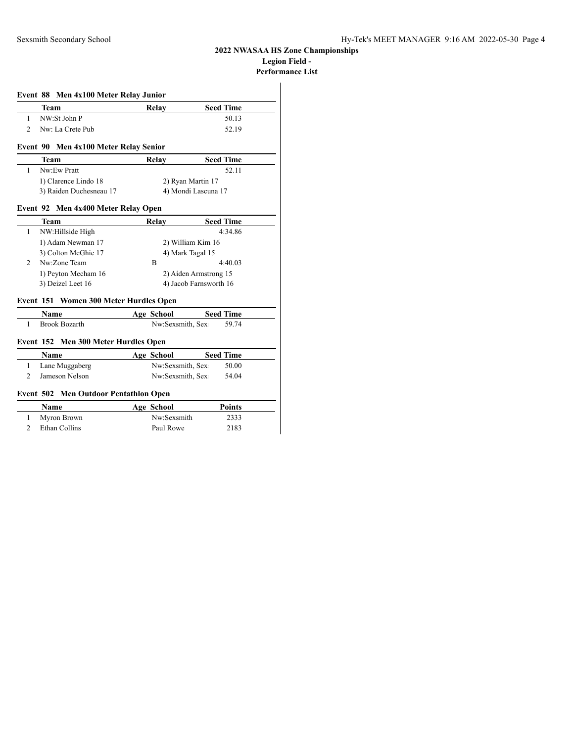## 2022 NWASAA HS Zone Championships
### Legion Field -
### Performance List

#### Event 88 Men 4x100 Meter Relay Junior

| | Team | Relay | Seed Time |
|---|---|---|---|
| 1 | NW:St John P | | 50.13 |
| 2 | Nw: La Crete Pub | | 52.19 |

#### Event 90 Men 4x100 Meter Relay Senior

| | Team | Relay | Seed Time |
|---|---|---|---|
| 1 | Nw:Ew Pratt | | 52.11 |
| | 1) Clarence Lindo 18 | 2) Ryan Martin 17 | |
| | 3) Raiden Duchesneau 17 | 4) Mondi Lascuna 17 | |

#### Event 92 Men 4x400 Meter Relay Open

| | Team | Relay | Seed Time |
|---|---|---|---|
| 1 | NW:Hillside High | | 4:34.86 |
| | 1) Adam Newman 17 | 2) William Kim 16 | |
| | 3) Colton McGhie 17 | 4) Mark Tagal 15 | |
| 2 | Nw:Zone Team | B | 4:40.03 |
| | 1) Peyton Mecham 16 | 2) Aiden Armstrong 15 | |
| | 3) Deizel Leet 16 | 4) Jacob Farnsworth 16 | |

#### Event 151 Women 300 Meter Hurdles Open

| | Name | Age | School | Seed Time |
|---|---|---|---|---|
| 1 | Brook Bozarth | | Nw:Sexsmith, Sex | 59.74 |

#### Event 152 Men 300 Meter Hurdles Open

| | Name | Age | School | Seed Time |
|---|---|---|---|---|
| 1 | Lane Muggaberg | | Nw:Sexsmith, Sex | 50.00 |
| 2 | Jameson Nelson | | Nw:Sexsmith, Sex | 54.04 |

#### Event 502 Men Outdoor Pentathlon Open

| | Name | Age | School | Points |
|---|---|---|---|---|
| 1 | Myron Brown | | Nw:Sexsmith | 2333 |
| 2 | Ethan Collins | | Paul Rowe | 2183 |